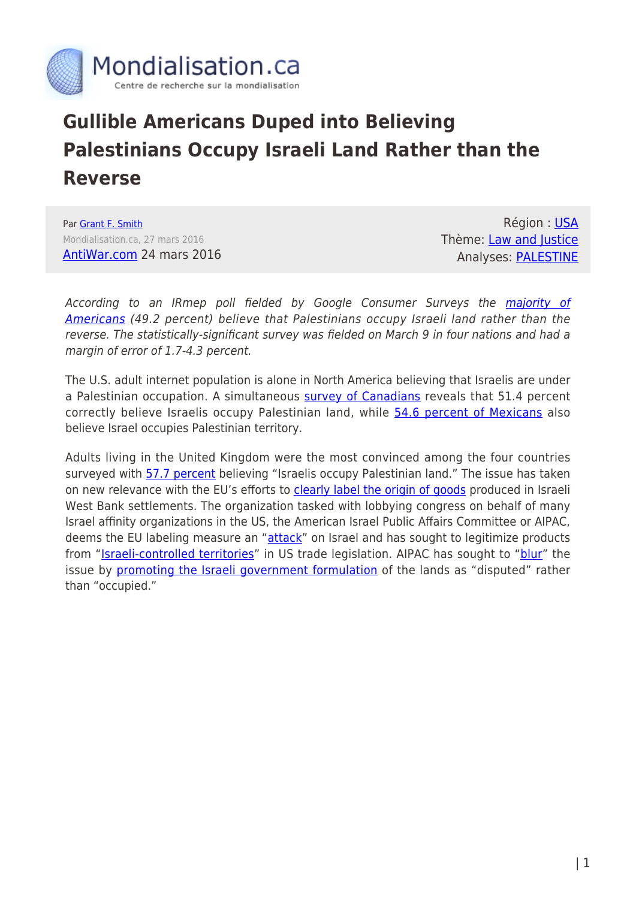Mondialisation.ca
Centre de recherche sur la mondialisation

# Gullible Americans Duped into Believing Palestinians Occupy Israeli Land Rather than the Reverse

Par Grant F. Smith
Mondialisation.ca, 27 mars 2016
AntiWar.com 24 mars 2016

Région : USA
Thème: Law and Justice
Analyses: PALESTINE

*According to an IRmep poll fielded by Google Consumer Surveys the majority of Americans (49.2 percent) believe that Palestinians occupy Israeli land rather than the reverse. The statistically-significant survey was fielded on March 9 in four nations and had a margin of error of 1.7-4.3 percent.*

The U.S. adult internet population is alone in North America believing that Israelis are under a Palestinian occupation. A simultaneous survey of Canadians reveals that 51.4 percent correctly believe Israelis occupy Palestinian land, while 54.6 percent of Mexicans also believe Israel occupies Palestinian territory.

Adults living in the United Kingdom were the most convinced among the four countries surveyed with 57.7 percent believing "Israelis occupy Palestinian land." The issue has taken on new relevance with the EU's efforts to clearly label the origin of goods produced in Israeli West Bank settlements. The organization tasked with lobbying congress on behalf of many Israel affinity organizations in the US, the American Israel Public Affairs Committee or AIPAC, deems the EU labeling measure an "attack" on Israel and has sought to legitimize products from "Israeli-controlled territories" in US trade legislation. AIPAC has sought to "blur" the issue by promoting the Israeli government formulation of the lands as "disputed" rather than "occupied."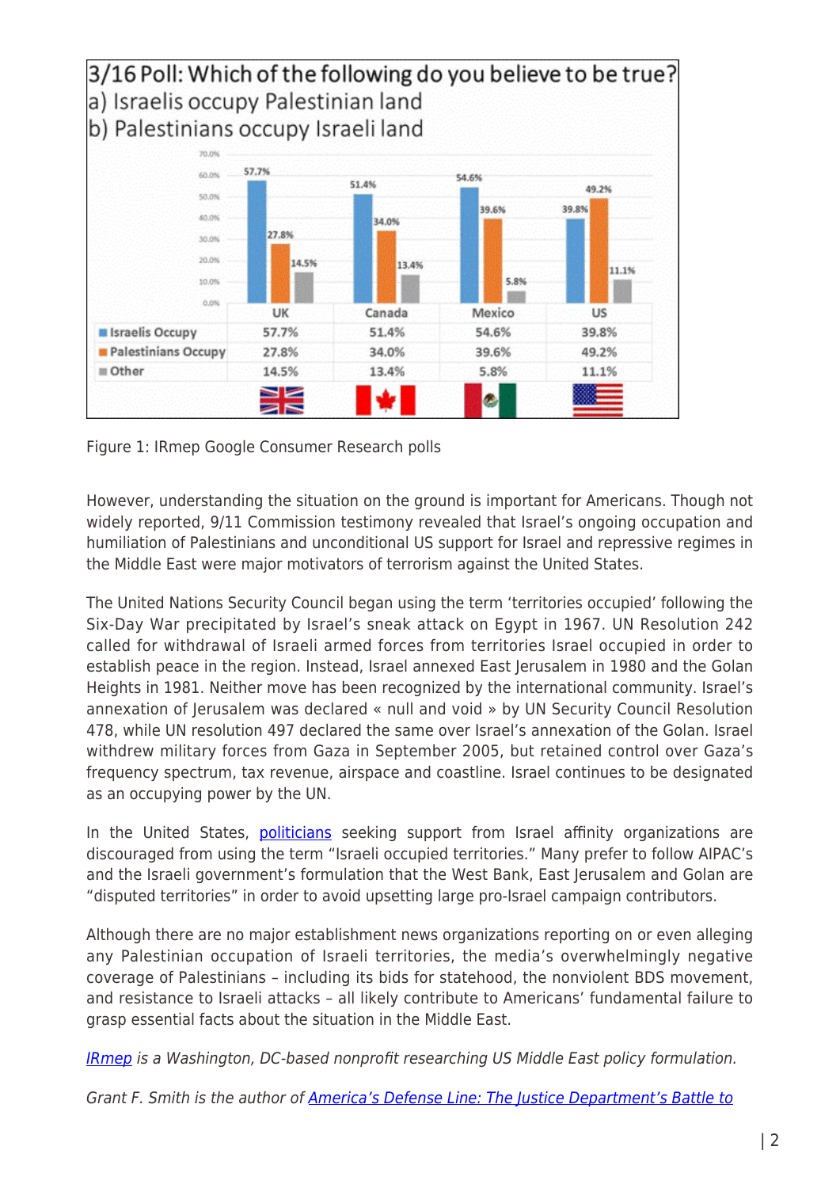3/16 Poll: Which of the following do you believe to be true?
a) Israelis occupy Palestinian land
b) Palestinians occupy Israeli land

| | UK | Canada | Mexico | US |
|---|---|---|---|---|
| Israelis Occupy | 57.7% | 51.4% | 54.6% | 39.8% |
| Palestinians Occupy | 27.8% | 34.0% | 39.6% | 49.2% |
| Other | 14.5% | 13.4% | 5.8% | 11.1% |

Figure 1: IRmep Google Consumer Research polls

However, understanding the situation on the ground is important for Americans. Though not widely reported, 9/11 Commission testimony revealed that Israel's ongoing occupation and humiliation of Palestinians and unconditional US support for Israel and repressive regimes in the Middle East were major motivators of terrorism against the United States.

The United Nations Security Council began using the term 'territories occupied' following the Six-Day War precipitated by Israel's sneak attack on Egypt in 1967. UN Resolution 242 called for withdrawal of Israeli armed forces from territories Israel occupied in order to establish peace in the region. Instead, Israel annexed East Jerusalem in 1980 and the Golan Heights in 1981. Neither move has been recognized by the international community. Israel's annexation of Jerusalem was declared « null and void » by UN Security Council Resolution 478, while UN resolution 497 declared the same over Israel's annexation of the Golan. Israel withdrew military forces from Gaza in September 2005, but retained control over Gaza's frequency spectrum, tax revenue, airspace and coastline. Israel continues to be designated as an occupying power by the UN.

In the United States, politicians seeking support from Israel affinity organizations are discouraged from using the term "Israeli occupied territories." Many prefer to follow AIPAC's and the Israeli government's formulation that the West Bank, East Jerusalem and Golan are "disputed territories" in order to avoid upsetting large pro-Israel campaign contributors.

Although there are no major establishment news organizations reporting on or even alleging any Palestinian occupation of Israeli territories, the media's overwhelmingly negative coverage of Palestinians – including its bids for statehood, the nonviolent BDS movement, and resistance to Israeli attacks – all likely contribute to Americans' fundamental failure to grasp essential facts about the situation in the Middle East.

*IRmep is a Washington, DC-based nonprofit researching US Middle East policy formulation.*

*Grant F. Smith is the author of America's Defense Line: The Justice Department's Battle to*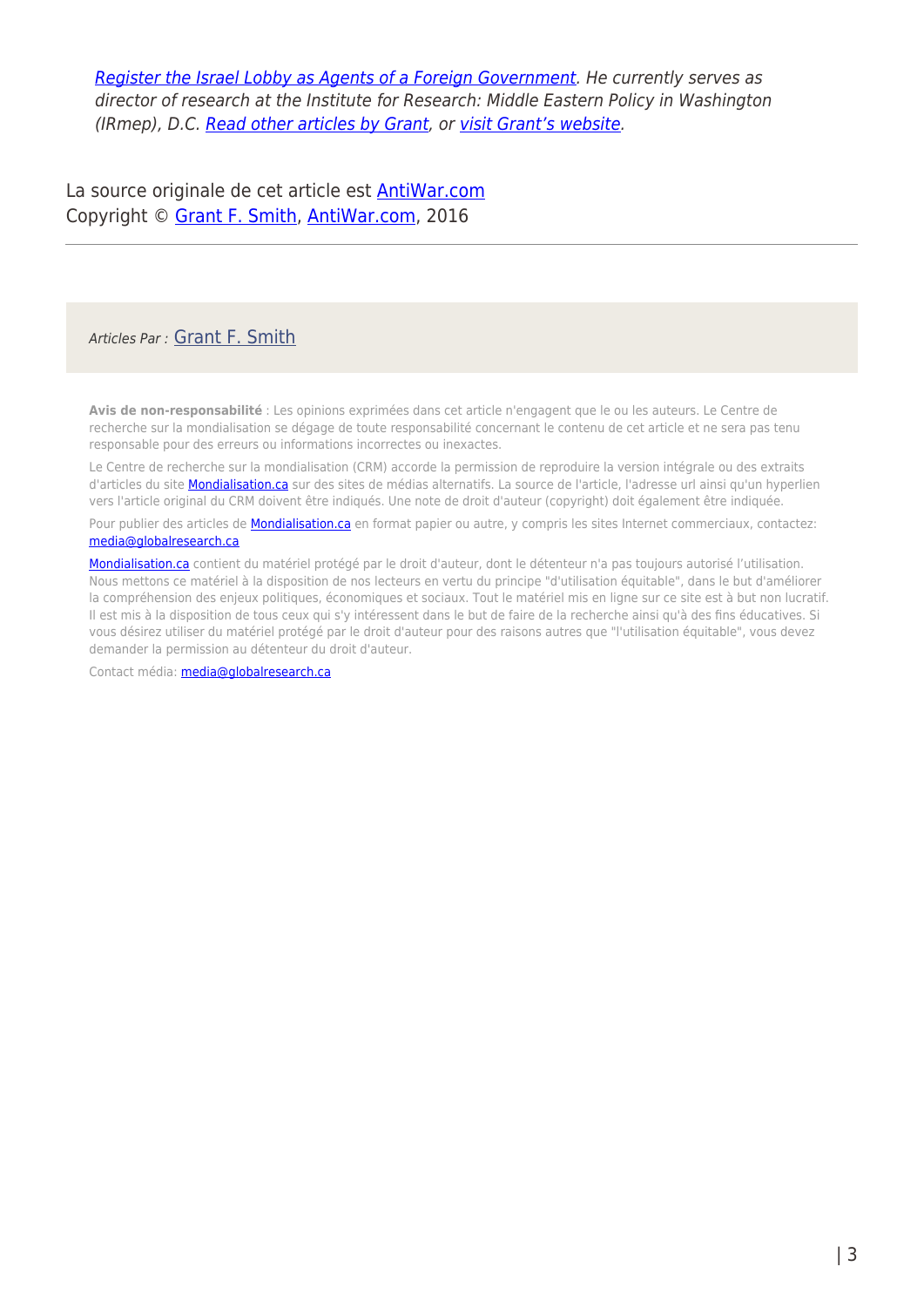*Register the Israel Lobby as Agents of a Foreign Government. He currently serves as director of research at the Institute for Research: Middle Eastern Policy in Washington (IRmep), D.C. Read other articles by Grant, or visit Grant's website.*

La source originale de cet article est AntiWar.com
Copyright © Grant F. Smith, AntiWar.com, 2016

---

*Articles Par :* Grant F. Smith

**Avis de non-responsabilité** : Les opinions exprimées dans cet article n'engagent que le ou les auteurs. Le Centre de recherche sur la mondialisation se dégage de toute responsabilité concernant le contenu de cet article et ne sera pas tenu responsable pour des erreurs ou informations incorrectes ou inexactes.

Le Centre de recherche sur la mondialisation (CRM) accorde la permission de reproduire la version intégrale ou des extraits d'articles du site Mondialisation.ca sur des sites de médias alternatifs. La source de l'article, l'adresse url ainsi qu'un hyperlien vers l'article original du CRM doivent être indiqués. Une note de droit d'auteur (copyright) doit également être indiquée.

Pour publier des articles de Mondialisation.ca en format papier ou autre, y compris les sites Internet commerciaux, contactez: media@globalresearch.ca

Mondialisation.ca contient du matériel protégé par le droit d'auteur, dont le détenteur n'a pas toujours autorisé l'utilisation. Nous mettons ce matériel à la disposition de nos lecteurs en vertu du principe "d'utilisation équitable", dans le but d'améliorer la compréhension des enjeux politiques, économiques et sociaux. Tout le matériel mis en ligne sur ce site est à but non lucratif. Il est mis à la disposition de tous ceux qui s'y intéressent dans le but de faire de la recherche ainsi qu'à des fins éducatives. Si vous désirez utiliser du matériel protégé par le droit d'auteur pour des raisons autres que "l'utilisation équitable", vous devez demander la permission au détenteur du droit d'auteur.

Contact média: media@globalresearch.ca